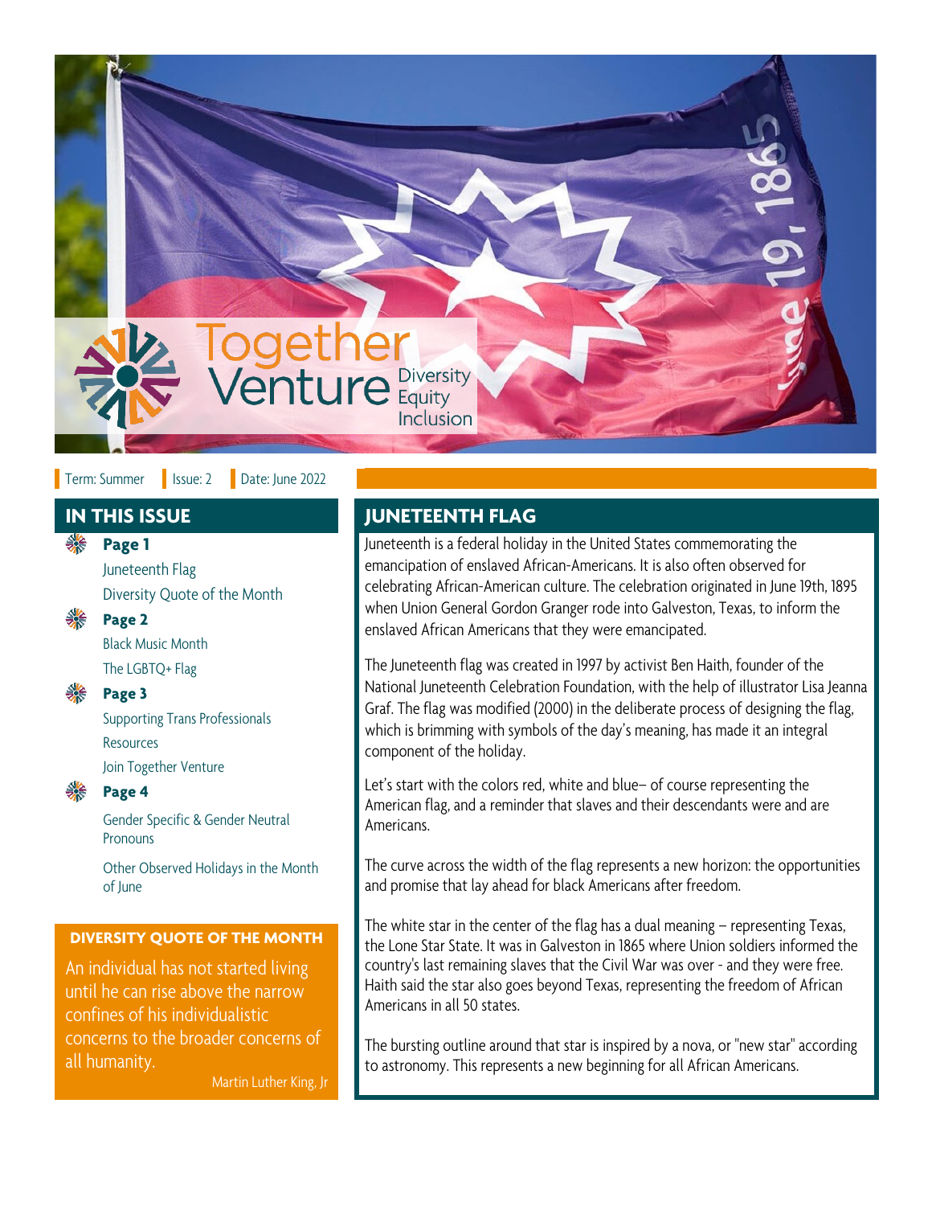# Together Venture

Diversity Equity Inclusion

Term: Summer | Issue: 2 | Date: June 2022

## IN THIS ISSUE

**Page 1**

- Juneteenth Flag
- Diversity Quote of the Month

**Page 2**

- Black Music Month
- The LGBTQ+ Flag

**Page 3**

- Supporting Trans Professionals
- Resources
- Join Together Venture

**Page 4**

- Gender Specific & Gender Neutral Pronouns
- Other Observed Holidays in the Month of June

### DIVERSITY QUOTE OF THE MONTH

An individual has not started living until he can rise above the narrow confines of his individualistic concerns to the broader concerns of all humanity.

Martin Luther King, Jr

## JUNETEENTH FLAG

Juneteenth is a federal holiday in the United States commemorating the emancipation of enslaved African-Americans. It is also often observed for celebrating African-American culture. The celebration originated in June 19th, 1895 when Union General Gordon Granger rode into Galveston, Texas, to inform the enslaved African Americans that they were emancipated.

The Juneteenth flag was created in 1997 by activist Ben Haith, founder of the National Juneteenth Celebration Foundation, with the help of illustrator Lisa Jeanna Graf. The flag was modified (2000) in the deliberate process of designing the flag, which is brimming with symbols of the day's meaning, has made it an integral component of the holiday.

Let's start with the colors red, white and blue– of course representing the American flag, and a reminder that slaves and their descendants were and are Americans.

The curve across the width of the flag represents a new horizon: the opportunities and promise that lay ahead for black Americans after freedom.

The white star in the center of the flag has a dual meaning – representing Texas, the Lone Star State. It was in Galveston in 1865 where Union soldiers informed the country's last remaining slaves that the Civil War was over - and they were free. Haith said the star also goes beyond Texas, representing the freedom of African Americans in all 50 states.

The bursting outline around that star is inspired by a nova, or "new star" according to astronomy. This represents a new beginning for all African Americans.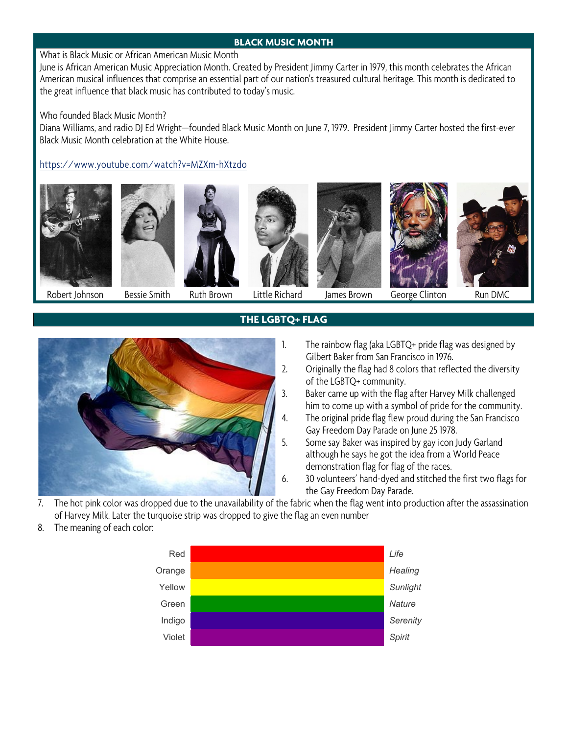## BLACK MUSIC MONTH

What is Black Music or African American Music Month

June is African American Music Appreciation Month. Created by President Jimmy Carter in 1979, this month celebrates the African American musical influences that comprise an essential part of our nation's treasured cultural heritage. This month is dedicated to the great influence that black music has contributed to today's music.

Who founded Black Music Month?

Diana Williams, and radio DJ Ed Wright—founded Black Music Month on June 7, 1979. President Jimmy Carter hosted the first-ever Black Music Month celebration at the White House.

https://www.youtube.com/watch?v=MZXm-hXtzdo

Robert Johnson | Bessie Smith | Ruth Brown | Little Richard | James Brown | George Clinton | Run DMC

## THE LGBTQ+ FLAG

1. The rainbow flag (aka LGBTQ+ pride flag was designed by Gilbert Baker from San Francisco in 1976.
2. Originally the flag had 8 colors that reflected the diversity of the LGBTQ+ community.
3. Baker came up with the flag after Harvey Milk challenged him to come up with a symbol of pride for the community.
4. The original pride flag flew proud during the San Francisco Gay Freedom Day Parade on June 25 1978.
5. Some say Baker was inspired by gay icon Judy Garland although he says he got the idea from a World Peace demonstration flag for flag of the races.
6. 30 volunteers' hand-dyed and stitched the first two flags for the Gay Freedom Day Parade.
7. The hot pink color was dropped due to the unavailability of the fabric when the flag went into production after the assassination of Harvey Milk. Later the turquoise strip was dropped to give the flag an even number
8. The meaning of each color:

| Color | Meaning |
| --- | --- |
| Red | *Life* |
| Orange | *Healing* |
| Yellow | *Sunlight* |
| Green | *Nature* |
| Indigo | *Serenity* |
| Violet | *Spirit* |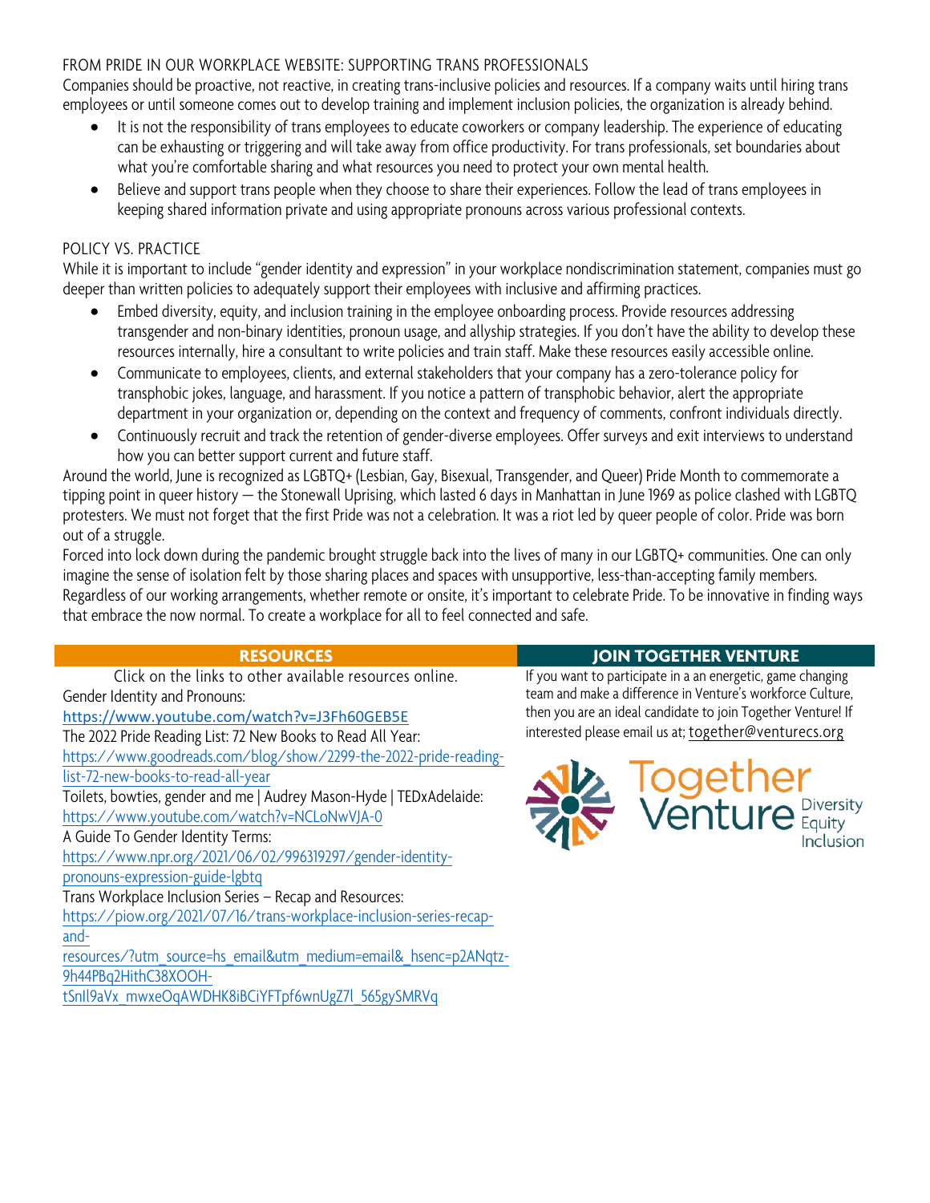## FROM PRIDE IN OUR WORKPLACE WEBSITE: SUPPORTING TRANS PROFESSIONALS

Companies should be proactive, not reactive, in creating trans-inclusive policies and resources. If a company waits until hiring trans employees or until someone comes out to develop training and implement inclusion policies, the organization is already behind.

- It is not the responsibility of trans employees to educate coworkers or company leadership. The experience of educating can be exhausting or triggering and will take away from office productivity. For trans professionals, set boundaries about what you're comfortable sharing and what resources you need to protect your own mental health.
- Believe and support trans people when they choose to share their experiences. Follow the lead of trans employees in keeping shared information private and using appropriate pronouns across various professional contexts.

## POLICY VS. PRACTICE

While it is important to include "gender identity and expression" in your workplace nondiscrimination statement, companies must go deeper than written policies to adequately support their employees with inclusive and affirming practices.

- Embed diversity, equity, and inclusion training in the employee onboarding process. Provide resources addressing transgender and non-binary identities, pronoun usage, and allyship strategies. If you don't have the ability to develop these resources internally, hire a consultant to write policies and train staff. Make these resources easily accessible online.
- Communicate to employees, clients, and external stakeholders that your company has a zero-tolerance policy for transphobic jokes, language, and harassment. If you notice a pattern of transphobic behavior, alert the appropriate department in your organization or, depending on the context and frequency of comments, confront individuals directly.
- Continuously recruit and track the retention of gender-diverse employees. Offer surveys and exit interviews to understand how you can better support current and future staff.

Around the world, June is recognized as LGBTQ+ (Lesbian, Gay, Bisexual, Transgender, and Queer) Pride Month to commemorate a tipping point in queer history — the Stonewall Uprising, which lasted 6 days in Manhattan in June 1969 as police clashed with LGBTQ protesters. We must not forget that the first Pride was not a celebration. It was a riot led by queer people of color. Pride was born out of a struggle.

Forced into lock down during the pandemic brought struggle back into the lives of many in our LGBTQ+ communities. One can only imagine the sense of isolation felt by those sharing places and spaces with unsupportive, less-than-accepting family members. Regardless of our working arrangements, whether remote or onsite, it's important to celebrate Pride. To be innovative in finding ways that embrace the now normal. To create a workplace for all to feel connected and safe.

## RESOURCES

Click on the links to other available resources online.

Gender Identity and Pronouns:
https://www.youtube.com/watch?v=J3Fh60GEB5E

The 2022 Pride Reading List: 72 New Books to Read All Year:
https://www.goodreads.com/blog/show/2299-the-2022-pride-reading-list-72-new-books-to-read-all-year

Toilets, bowties, gender and me | Audrey Mason-Hyde | TEDxAdelaide:
https://www.youtube.com/watch?v=NCLoNwVJA-0

A Guide To Gender Identity Terms:
https://www.npr.org/2021/06/02/996319297/gender-identity-pronouns-expression-guide-lgbtq

Trans Workplace Inclusion Series – Recap and Resources:
https://piow.org/2021/07/16/trans-workplace-inclusion-series-recap-and-resources/?utm_source=hs_email&utm_medium=email&_hsenc=p2ANqtz-9h44PBq2HithC38XOOH-tSnll9aVx_mwxeOqAWDHK8iBCiYFTpf6wnUgZ7l_565gySMRVq

## JOIN TOGETHER VENTURE

If you want to participate in a a an energetic, game changing team and make a difference in Venture's workforce Culture, then you are an ideal candidate to join Together Venture! If interested please email us at; together@venturecs.org

Together Venture Diversity Equity Inclusion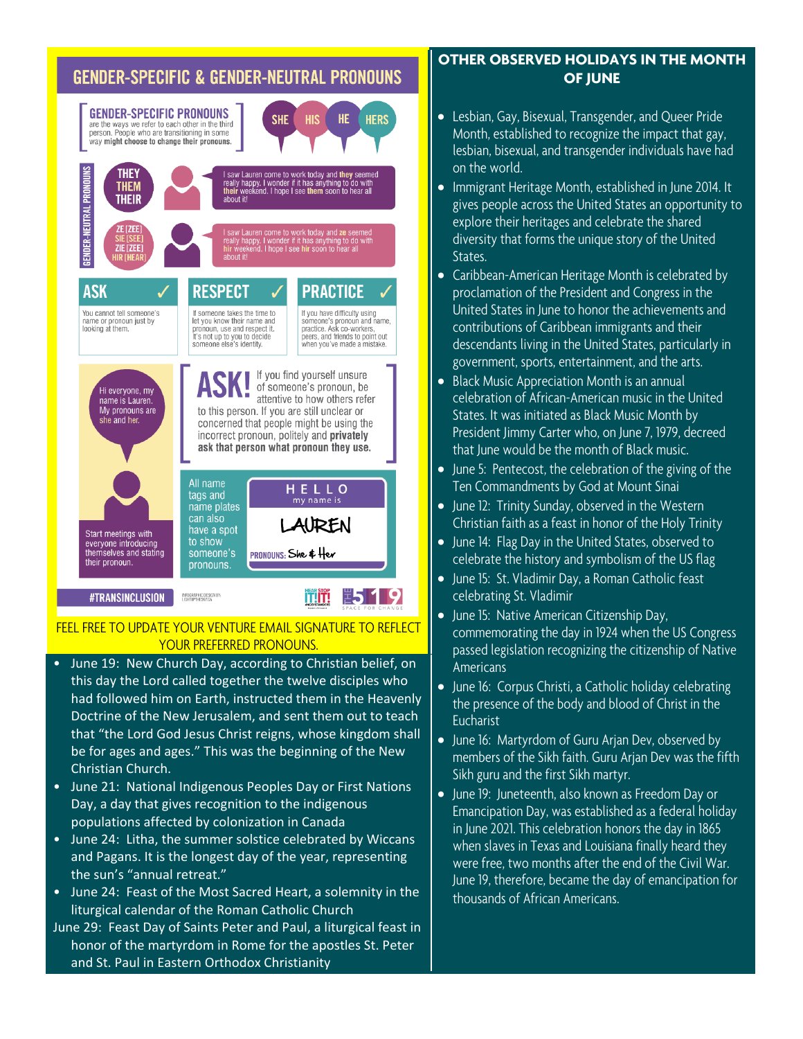## GENDER-SPECIFIC & GENDER-NEUTRAL PRONOUNS

**GENDER-SPECIFIC PRONOUNS** are the ways we refer to each other in the third person. People who are transitioning in some way **might choose to change their pronouns.**

SHE HIS HE HERS

**GENDER-NEUTRAL PRONOUNS**

THEY THEM THEIR

I saw Lauren come to work today and **they** seemed really happy. I wonder if it has anything to do with **their** weekend. I hope I see **them** soon to hear all about it!

ZE [ZEE] SIE [SEE] ZIE [ZEE] HIR [HEAR]

I saw Lauren come to work today and **ze** seemed really happy. I wonder if it has anything to do with **hir** weekend. I hope I see **hir** soon to hear all about it!

**ASK ✓**

You cannot tell someone's name or pronoun just by looking at them.

**RESPECT ✓**

If someone takes the time to let you know their name and pronoun, use and respect it. It's not up to you to decide someone else's identity.

**PRACTICE ✓**

If you have difficulty using someone's pronoun and name, practice. Ask co-workers, peers, and friends to point out when you've made a mistake.

Hi everyone, my name is Lauren. My pronouns are she and her.

**ASK!** If you find yourself unsure of someone's pronoun, be attentive to how others refer to this person. If you are still unclear or concerned that people might be using the incorrect pronoun, politely and **privately ask that person what pronoun they use.**

Start meetings with everyone introducing themselves and stating their pronoun.

All name tags and name plates can also have a spot to show someone's pronouns.

HELLO my name is LAUREN PRONOUNS: She & Her

#TRANSINCLUSION

INFOGRAPHIC DESIGN BY: LGBTQPHRESNO.CA

FEEL FREE TO UPDATE YOUR VENTURE EMAIL SIGNATURE TO REFLECT YOUR PREFERRED PRONOUNS.

- June 19: New Church Day, according to Christian belief, on this day the Lord called together the twelve disciples who had followed him on Earth, instructed them in the Heavenly Doctrine of the New Jerusalem, and sent them out to teach that "the Lord God Jesus Christ reigns, whose kingdom shall be for ages and ages." This was the beginning of the New Christian Church.
- June 21: National Indigenous Peoples Day or First Nations Day, a day that gives recognition to the indigenous populations affected by colonization in Canada
- June 24: Litha, the summer solstice celebrated by Wiccans and Pagans. It is the longest day of the year, representing the sun's "annual retreat."
- June 24: Feast of the Most Sacred Heart, a solemnity in the liturgical calendar of the Roman Catholic Church

June 29: Feast Day of Saints Peter and Paul, a liturgical feast in honor of the martyrdom in Rome for the apostles St. Peter and St. Paul in Eastern Orthodox Christianity

## OTHER OBSERVED HOLIDAYS IN THE MONTH OF JUNE

- Lesbian, Gay, Bisexual, Transgender, and Queer Pride Month, established to recognize the impact that gay, lesbian, bisexual, and transgender individuals have had on the world.
- Immigrant Heritage Month, established in June 2014. It gives people across the United States an opportunity to explore their heritages and celebrate the shared diversity that forms the unique story of the United States.
- Caribbean-American Heritage Month is celebrated by proclamation of the President and Congress in the United States in June to honor the achievements and contributions of Caribbean immigrants and their descendants living in the United States, particularly in government, sports, entertainment, and the arts.
- Black Music Appreciation Month is an annual celebration of African-American music in the United States. It was initiated as Black Music Month by President Jimmy Carter who, on June 7, 1979, decreed that June would be the month of Black music.
- June 5: Pentecost, the celebration of the giving of the Ten Commandments by God at Mount Sinai
- June 12: Trinity Sunday, observed in the Western Christian faith as a feast in honor of the Holy Trinity
- June 14: Flag Day in the United States, observed to celebrate the history and symbolism of the US flag
- June 15: St. Vladimir Day, a Roman Catholic feast celebrating St. Vladimir
- June 15: Native American Citizenship Day, commemorating the day in 1924 when the US Congress passed legislation recognizing the citizenship of Native Americans
- June 16: Corpus Christi, a Catholic holiday celebrating the presence of the body and blood of Christ in the Eucharist
- June 16: Martyrdom of Guru Arjan Dev, observed by members of the Sikh faith. Guru Arjan Dev was the fifth Sikh guru and the first Sikh martyr.
- June 19: Juneteenth, also known as Freedom Day or Emancipation Day, was established as a federal holiday in June 2021. This celebration honors the day in 1865 when slaves in Texas and Louisiana finally heard they were free, two months after the end of the Civil War. June 19, therefore, became the day of emancipation for thousands of African Americans.